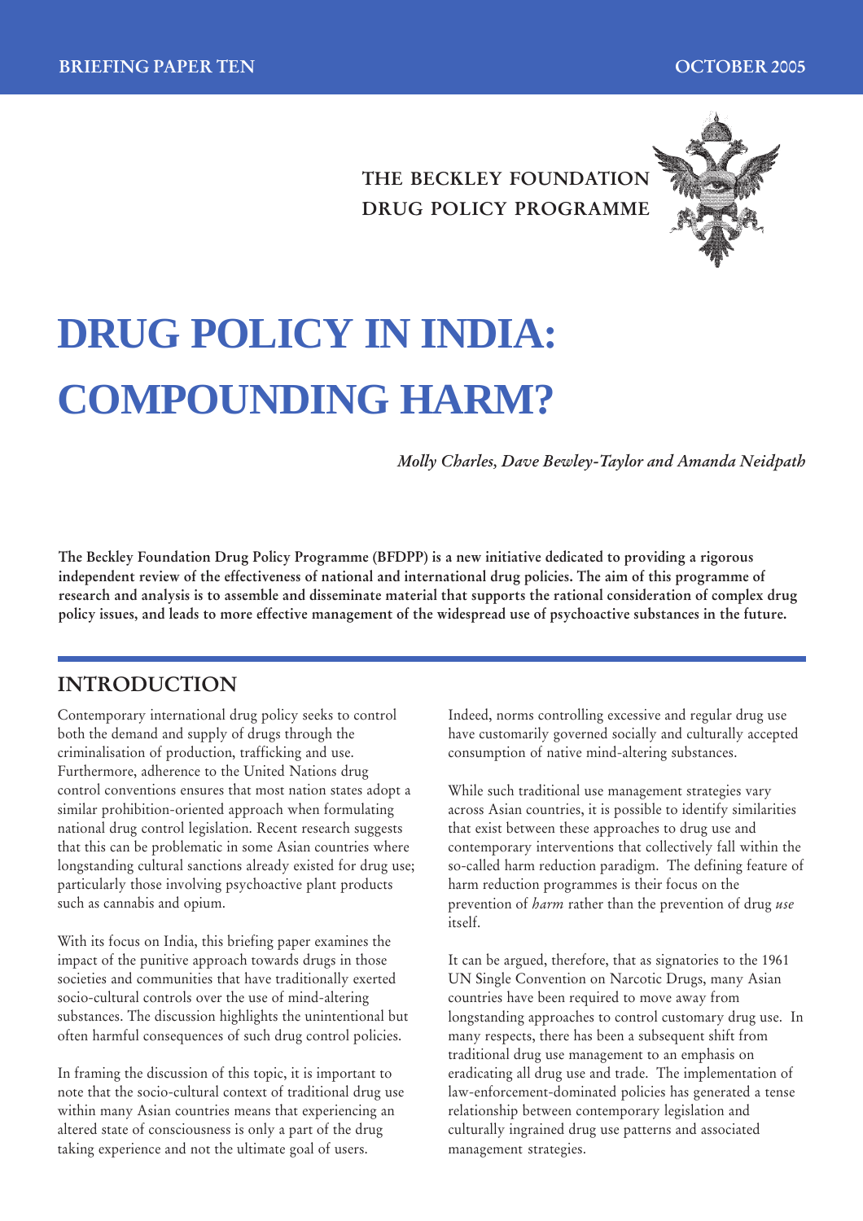BRIEFING PAPER TEN — OCTOBER 2005

THE BECKLEY FOUNDATION
DRUG POLICY PROGRAMME

# DRUG POLICY IN INDIA: COMPOUNDING HARM?

*Molly Charles, Dave Bewley-Taylor and Amanda Neidpath*

**The Beckley Foundation Drug Policy Programme (BFDPP) is a new initiative dedicated to providing a rigorous independent review of the effectiveness of national and international drug policies. The aim of this programme of research and analysis is to assemble and disseminate material that supports the rational consideration of complex drug policy issues, and leads to more effective management of the widespread use of psychoactive substances in the future.**

## INTRODUCTION

Contemporary international drug policy seeks to control both the demand and supply of drugs through the criminalisation of production, trafficking and use. Furthermore, adherence to the United Nations drug control conventions ensures that most nation states adopt a similar prohibition-oriented approach when formulating national drug control legislation. Recent research suggests that this can be problematic in some Asian countries where longstanding cultural sanctions already existed for drug use; particularly those involving psychoactive plant products such as cannabis and opium.

With its focus on India, this briefing paper examines the impact of the punitive approach towards drugs in those societies and communities that have traditionally exerted socio-cultural controls over the use of mind-altering substances. The discussion highlights the unintentional but often harmful consequences of such drug control policies.

In framing the discussion of this topic, it is important to note that the socio-cultural context of traditional drug use within many Asian countries means that experiencing an altered state of consciousness is only a part of the drug taking experience and not the ultimate goal of users. Indeed, norms controlling excessive and regular drug use have customarily governed socially and culturally accepted consumption of native mind-altering substances.

While such traditional use management strategies vary across Asian countries, it is possible to identify similarities that exist between these approaches to drug use and contemporary interventions that collectively fall within the so-called harm reduction paradigm. The defining feature of harm reduction programmes is their focus on the prevention of *harm* rather than the prevention of drug *use* itself.

It can be argued, therefore, that as signatories to the 1961 UN Single Convention on Narcotic Drugs, many Asian countries have been required to move away from longstanding approaches to control customary drug use. In many respects, there has been a subsequent shift from traditional drug use management to an emphasis on eradicating all drug use and trade. The implementation of law-enforcement-dominated policies has generated a tense relationship between contemporary legislation and culturally ingrained drug use patterns and associated management strategies.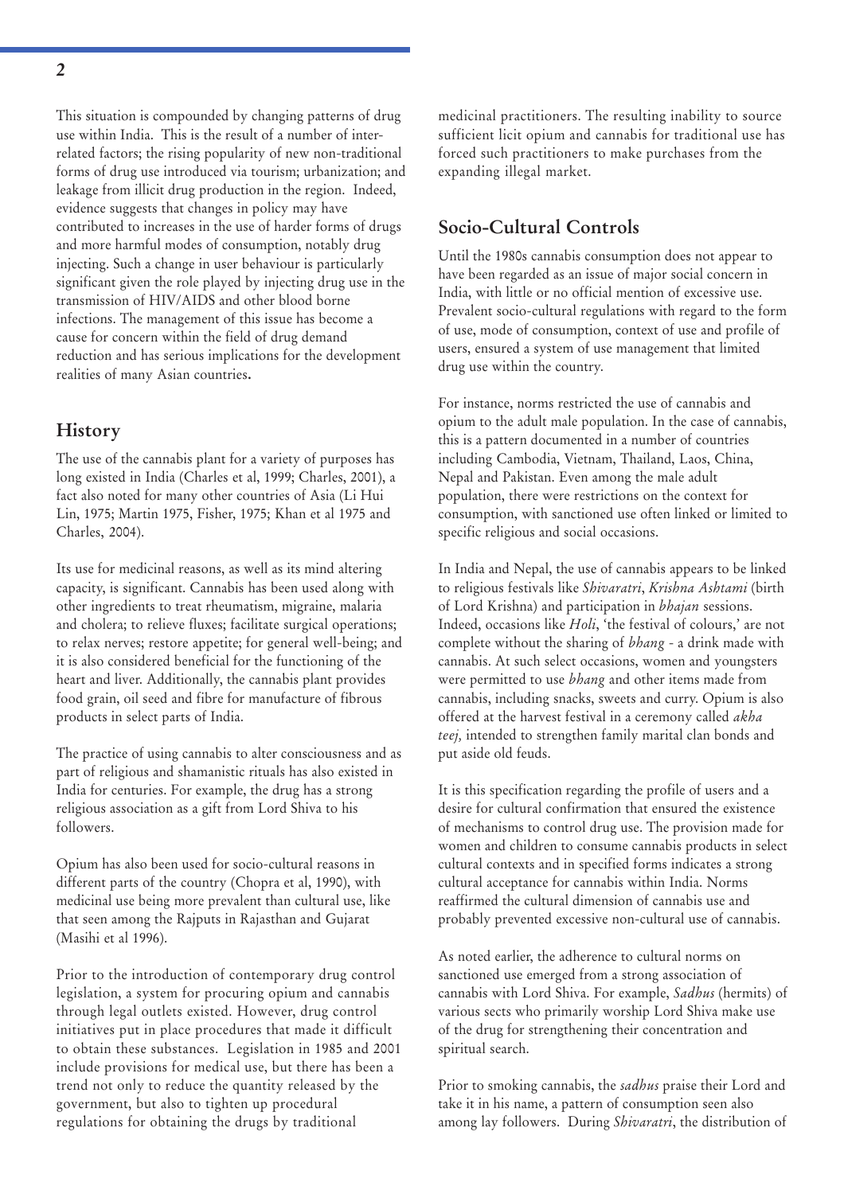This situation is compounded by changing patterns of drug use within India. This is the result of a number of inter-related factors; the rising popularity of new non-traditional forms of drug use introduced via tourism; urbanization; and leakage from illicit drug production in the region. Indeed, evidence suggests that changes in policy may have contributed to increases in the use of harder forms of drugs and more harmful modes of consumption, notably drug injecting. Such a change in user behaviour is particularly significant given the role played by injecting drug use in the transmission of HIV/AIDS and other blood borne infections. The management of this issue has become a cause for concern within the field of drug demand reduction and has serious implications for the development realities of many Asian countries**.**

## History

The use of the cannabis plant for a variety of purposes has long existed in India (Charles et al, 1999; Charles, 2001), a fact also noted for many other countries of Asia (Li Hui Lin, 1975; Martin 1975, Fisher, 1975; Khan et al 1975 and Charles, 2004).

Its use for medicinal reasons, as well as its mind altering capacity, is significant. Cannabis has been used along with other ingredients to treat rheumatism, migraine, malaria and cholera; to relieve fluxes; facilitate surgical operations; to relax nerves; restore appetite; for general well-being; and it is also considered beneficial for the functioning of the heart and liver. Additionally, the cannabis plant provides food grain, oil seed and fibre for manufacture of fibrous products in select parts of India.

The practice of using cannabis to alter consciousness and as part of religious and shamanistic rituals has also existed in India for centuries. For example, the drug has a strong religious association as a gift from Lord Shiva to his followers.

Opium has also been used for socio-cultural reasons in different parts of the country (Chopra et al, 1990), with medicinal use being more prevalent than cultural use, like that seen among the Rajputs in Rajasthan and Gujarat (Masihi et al 1996).

Prior to the introduction of contemporary drug control legislation, a system for procuring opium and cannabis through legal outlets existed. However, drug control initiatives put in place procedures that made it difficult to obtain these substances. Legislation in 1985 and 2001 include provisions for medical use, but there has been a trend not only to reduce the quantity released by the government, but also to tighten up procedural regulations for obtaining the drugs by traditional medicinal practitioners. The resulting inability to source sufficient licit opium and cannabis for traditional use has forced such practitioners to make purchases from the expanding illegal market.

## Socio-Cultural Controls

Until the 1980s cannabis consumption does not appear to have been regarded as an issue of major social concern in India, with little or no official mention of excessive use. Prevalent socio-cultural regulations with regard to the form of use, mode of consumption, context of use and profile of users, ensured a system of use management that limited drug use within the country.

For instance, norms restricted the use of cannabis and opium to the adult male population. In the case of cannabis, this is a pattern documented in a number of countries including Cambodia, Vietnam, Thailand, Laos, China, Nepal and Pakistan. Even among the male adult population, there were restrictions on the context for consumption, with sanctioned use often linked or limited to specific religious and social occasions.

In India and Nepal, the use of cannabis appears to be linked to religious festivals like *Shivaratri*, *Krishna Ashtami* (birth of Lord Krishna) and participation in *bhajan* sessions. Indeed, occasions like *Holi*, 'the festival of colours,' are not complete without the sharing of *bhang* - a drink made with cannabis. At such select occasions, women and youngsters were permitted to use *bhang* and other items made from cannabis, including snacks, sweets and curry. Opium is also offered at the harvest festival in a ceremony called *akha teej,* intended to strengthen family marital clan bonds and put aside old feuds.

It is this specification regarding the profile of users and a desire for cultural confirmation that ensured the existence of mechanisms to control drug use. The provision made for women and children to consume cannabis products in select cultural contexts and in specified forms indicates a strong cultural acceptance for cannabis within India. Norms reaffirmed the cultural dimension of cannabis use and probably prevented excessive non-cultural use of cannabis.

As noted earlier, the adherence to cultural norms on sanctioned use emerged from a strong association of cannabis with Lord Shiva. For example, *Sadhus* (hermits) of various sects who primarily worship Lord Shiva make use of the drug for strengthening their concentration and spiritual search.

Prior to smoking cannabis, the *sadhus* praise their Lord and take it in his name, a pattern of consumption seen also among lay followers. During *Shivaratri*, the distribution of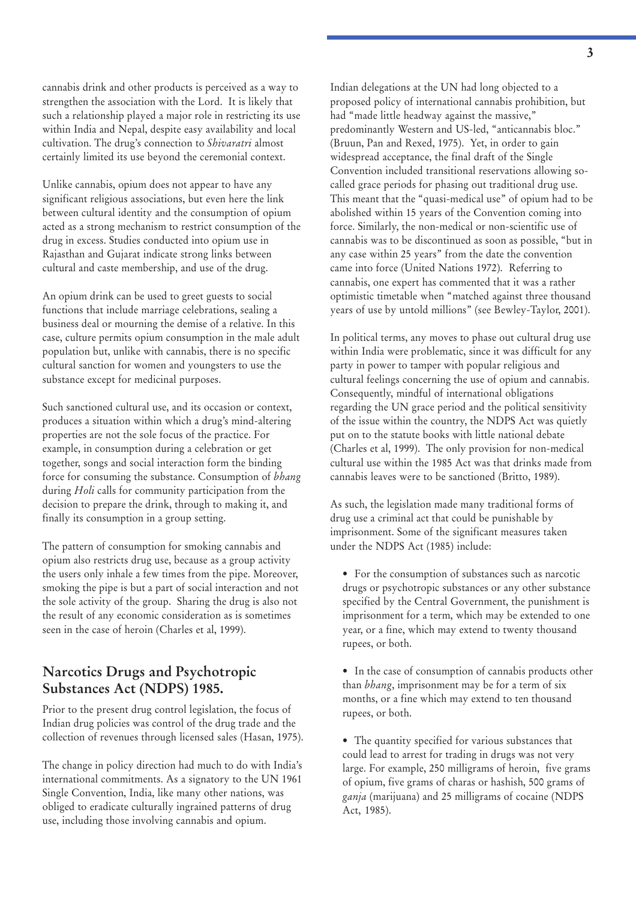cannabis drink and other products is perceived as a way to strengthen the association with the Lord. It is likely that such a relationship played a major role in restricting its use within India and Nepal, despite easy availability and local cultivation. The drug's connection to *Shivaratri* almost certainly limited its use beyond the ceremonial context.

Unlike cannabis, opium does not appear to have any significant religious associations, but even here the link between cultural identity and the consumption of opium acted as a strong mechanism to restrict consumption of the drug in excess. Studies conducted into opium use in Rajasthan and Gujarat indicate strong links between cultural and caste membership, and use of the drug.

An opium drink can be used to greet guests to social functions that include marriage celebrations, sealing a business deal or mourning the demise of a relative. In this case, culture permits opium consumption in the male adult population but, unlike with cannabis, there is no specific cultural sanction for women and youngsters to use the substance except for medicinal purposes.

Such sanctioned cultural use, and its occasion or context, produces a situation within which a drug's mind-altering properties are not the sole focus of the practice. For example, in consumption during a celebration or get together, songs and social interaction form the binding force for consuming the substance. Consumption of *bhang* during *Holi* calls for community participation from the decision to prepare the drink, through to making it, and finally its consumption in a group setting.

The pattern of consumption for smoking cannabis and opium also restricts drug use, because as a group activity the users only inhale a few times from the pipe. Moreover, smoking the pipe is but a part of social interaction and not the sole activity of the group. Sharing the drug is also not the result of any economic consideration as is sometimes seen in the case of heroin (Charles et al, 1999).

## Narcotics Drugs and Psychotropic Substances Act (NDPS) 1985.

Prior to the present drug control legislation, the focus of Indian drug policies was control of the drug trade and the collection of revenues through licensed sales (Hasan, 1975).

The change in policy direction had much to do with India's international commitments. As a signatory to the UN 1961 Single Convention, India, like many other nations, was obliged to eradicate culturally ingrained patterns of drug use, including those involving cannabis and opium.

Indian delegations at the UN had long objected to a proposed policy of international cannabis prohibition, but had "made little headway against the massive," predominantly Western and US-led, "anticannabis bloc." (Bruun, Pan and Rexed, 1975). Yet, in order to gain widespread acceptance, the final draft of the Single Convention included transitional reservations allowing so-called grace periods for phasing out traditional drug use. This meant that the "quasi-medical use" of opium had to be abolished within 15 years of the Convention coming into force. Similarly, the non-medical or non-scientific use of cannabis was to be discontinued as soon as possible, "but in any case within 25 years" from the date the convention came into force (United Nations 1972). Referring to cannabis, one expert has commented that it was a rather optimistic timetable when "matched against three thousand years of use by untold millions" (see Bewley-Taylor, 2001).

In political terms, any moves to phase out cultural drug use within India were problematic, since it was difficult for any party in power to tamper with popular religious and cultural feelings concerning the use of opium and cannabis. Consequently, mindful of international obligations regarding the UN grace period and the political sensitivity of the issue within the country, the NDPS Act was quietly put on to the statute books with little national debate (Charles et al, 1999). The only provision for non-medical cultural use within the 1985 Act was that drinks made from cannabis leaves were to be sanctioned (Britto, 1989).

As such, the legislation made many traditional forms of drug use a criminal act that could be punishable by imprisonment. Some of the significant measures taken under the NDPS Act (1985) include:

- For the consumption of substances such as narcotic drugs or psychotropic substances or any other substance specified by the Central Government, the punishment is imprisonment for a term, which may be extended to one year, or a fine, which may extend to twenty thousand rupees, or both.

- In the case of consumption of cannabis products other than *bhang*, imprisonment may be for a term of six months, or a fine which may extend to ten thousand rupees, or both.

- The quantity specified for various substances that could lead to arrest for trading in drugs was not very large. For example, 250 milligrams of heroin, five grams of opium, five grams of charas or hashish, 500 grams of *ganja* (marijuana) and 25 milligrams of cocaine (NDPS Act, 1985).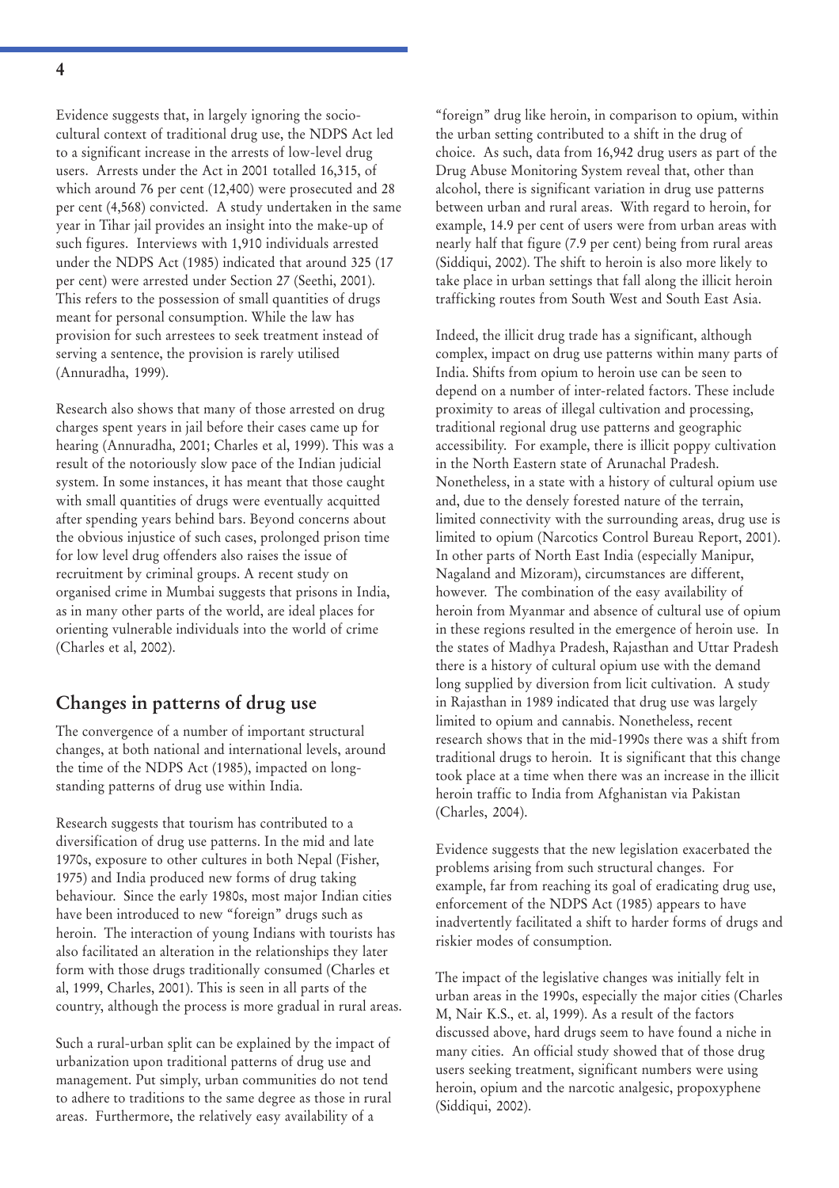Evidence suggests that, in largely ignoring the socio-cultural context of traditional drug use, the NDPS Act led to a significant increase in the arrests of low-level drug users. Arrests under the Act in 2001 totalled 16,315, of which around 76 per cent (12,400) were prosecuted and 28 per cent (4,568) convicted. A study undertaken in the same year in Tihar jail provides an insight into the make-up of such figures. Interviews with 1,910 individuals arrested under the NDPS Act (1985) indicated that around 325 (17 per cent) were arrested under Section 27 (Seethi, 2001). This refers to the possession of small quantities of drugs meant for personal consumption. While the law has provision for such arrestees to seek treatment instead of serving a sentence, the provision is rarely utilised (Annuradha, 1999).

Research also shows that many of those arrested on drug charges spent years in jail before their cases came up for hearing (Annuradha, 2001; Charles et al, 1999). This was a result of the notoriously slow pace of the Indian judicial system. In some instances, it has meant that those caught with small quantities of drugs were eventually acquitted after spending years behind bars. Beyond concerns about the obvious injustice of such cases, prolonged prison time for low level drug offenders also raises the issue of recruitment by criminal groups. A recent study on organised crime in Mumbai suggests that prisons in India, as in many other parts of the world, are ideal places for orienting vulnerable individuals into the world of crime (Charles et al, 2002).

## Changes in patterns of drug use

The convergence of a number of important structural changes, at both national and international levels, around the time of the NDPS Act (1985), impacted on long-standing patterns of drug use within India.

Research suggests that tourism has contributed to a diversification of drug use patterns. In the mid and late 1970s, exposure to other cultures in both Nepal (Fisher, 1975) and India produced new forms of drug taking behaviour. Since the early 1980s, most major Indian cities have been introduced to new "foreign" drugs such as heroin. The interaction of young Indians with tourists has also facilitated an alteration in the relationships they later form with those drugs traditionally consumed (Charles et al, 1999, Charles, 2001). This is seen in all parts of the country, although the process is more gradual in rural areas.

Such a rural-urban split can be explained by the impact of urbanization upon traditional patterns of drug use and management. Put simply, urban communities do not tend to adhere to traditions to the same degree as those in rural areas. Furthermore, the relatively easy availability of a "foreign" drug like heroin, in comparison to opium, within the urban setting contributed to a shift in the drug of choice. As such, data from 16,942 drug users as part of the Drug Abuse Monitoring System reveal that, other than alcohol, there is significant variation in drug use patterns between urban and rural areas. With regard to heroin, for example, 14.9 per cent of users were from urban areas with nearly half that figure (7.9 per cent) being from rural areas (Siddiqui, 2002). The shift to heroin is also more likely to take place in urban settings that fall along the illicit heroin trafficking routes from South West and South East Asia.

Indeed, the illicit drug trade has a significant, although complex, impact on drug use patterns within many parts of India. Shifts from opium to heroin use can be seen to depend on a number of inter-related factors. These include proximity to areas of illegal cultivation and processing, traditional regional drug use patterns and geographic accessibility. For example, there is illicit poppy cultivation in the North Eastern state of Arunachal Pradesh. Nonetheless, in a state with a history of cultural opium use and, due to the densely forested nature of the terrain, limited connectivity with the surrounding areas, drug use is limited to opium (Narcotics Control Bureau Report, 2001). In other parts of North East India (especially Manipur, Nagaland and Mizoram), circumstances are different, however. The combination of the easy availability of heroin from Myanmar and absence of cultural use of opium in these regions resulted in the emergence of heroin use. In the states of Madhya Pradesh, Rajasthan and Uttar Pradesh there is a history of cultural opium use with the demand long supplied by diversion from licit cultivation. A study in Rajasthan in 1989 indicated that drug use was largely limited to opium and cannabis. Nonetheless, recent research shows that in the mid-1990s there was a shift from traditional drugs to heroin. It is significant that this change took place at a time when there was an increase in the illicit heroin traffic to India from Afghanistan via Pakistan (Charles, 2004).

Evidence suggests that the new legislation exacerbated the problems arising from such structural changes. For example, far from reaching its goal of eradicating drug use, enforcement of the NDPS Act (1985) appears to have inadvertently facilitated a shift to harder forms of drugs and riskier modes of consumption.

The impact of the legislative changes was initially felt in urban areas in the 1990s, especially the major cities (Charles M, Nair K.S., et. al, 1999). As a result of the factors discussed above, hard drugs seem to have found a niche in many cities. An official study showed that of those drug users seeking treatment, significant numbers were using heroin, opium and the narcotic analgesic, propoxyphene (Siddiqui, 2002).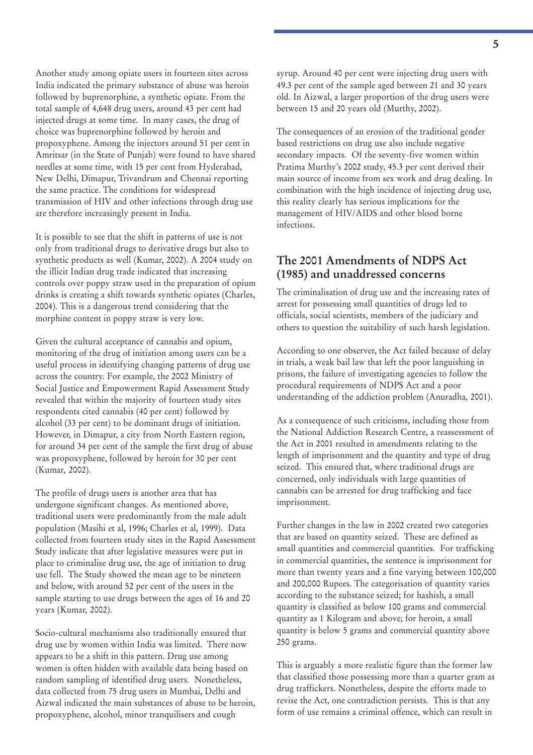Another study among opiate users in fourteen sites across India indicated the primary substance of abuse was heroin followed by buprenorphine, a synthetic opiate. From the total sample of 4,648 drug users, around 43 per cent had injected drugs at some time. In many cases, the drug of choice was buprenorphine followed by heroin and propoxyphene. Among the injectors around 51 per cent in Amritsar (in the State of Punjab) were found to have shared needles at some time, with 15 per cent from Hyderabad, New Delhi, Dimapur, Trivandrum and Chennai reporting the same practice. The conditions for widespread transmission of HIV and other infections through drug use are therefore increasingly present in India.

It is possible to see that the shift in patterns of use is not only from traditional drugs to derivative drugs but also to synthetic products as well (Kumar, 2002). A 2004 study on the illicit Indian drug trade indicated that increasing controls over poppy straw used in the preparation of opium drinks is creating a shift towards synthetic opiates (Charles, 2004). This is a dangerous trend considering that the morphine content in poppy straw is very low.

Given the cultural acceptance of cannabis and opium, monitoring of the drug of initiation among users can be a useful process in identifying changing patterns of drug use across the country. For example, the 2002 Ministry of Social Justice and Empowerment Rapid Assessment Study revealed that within the majority of fourteen study sites respondents cited cannabis (40 per cent) followed by alcohol (33 per cent) to be dominant drugs of initiation. However, in Dimapur, a city from North Eastern region, for around 34 per cent of the sample the first drug of abuse was propoxyphene, followed by heroin for 30 per cent (Kumar, 2002).

The profile of drugs users is another area that has undergone significant changes. As mentioned above, traditional users were predominantly from the male adult population (Masihi et al, 1996; Charles et al, 1999). Data collected from fourteen study sites in the Rapid Assessment Study indicate that after legislative measures were put in place to criminalise drug use, the age of initiation to drug use fell. The Study showed the mean age to be nineteen and below, with around 52 per cent of the users in the sample starting to use drugs between the ages of 16 and 20 years (Kumar, 2002).

Socio-cultural mechanisms also traditionally ensured that drug use by women within India was limited. There now appears to be a shift in this pattern. Drug use among women is often hidden with available data being based on random sampling of identified drug users. Nonetheless, data collected from 75 drug users in Mumbai, Delhi and Aizwal indicated the main substances of abuse to be heroin, propoxyphene, alcohol, minor tranquilisers and cough syrup. Around 40 per cent were injecting drug users with 49.3 per cent of the sample aged between 21 and 30 years old. In Aizwal, a larger proportion of the drug users were between 15 and 20 years old (Murthy, 2002).

The consequences of an erosion of the traditional gender based restrictions on drug use also include negative secondary impacts. Of the seventy-five women within Pratima Murthy's 2002 study, 45.3 per cent derived their main source of income from sex work and drug dealing. In combination with the high incidence of injecting drug use, this reality clearly has serious implications for the management of HIV/AIDS and other blood borne infections.

## The 2001 Amendments of NDPS Act (1985) and unaddressed concerns

The criminalisation of drug use and the increasing rates of arrest for possessing small quantities of drugs led to officials, social scientists, members of the judiciary and others to question the suitability of such harsh legislation.

According to one observer, the Act failed because of delay in trials, a weak bail law that left the poor languishing in prisons, the failure of investigating agencies to follow the procedural requirements of NDPS Act and a poor understanding of the addiction problem (Anuradha, 2001).

As a consequence of such criticisms, including those from the National Addiction Research Centre, a reassessment of the Act in 2001 resulted in amendments relating to the length of imprisonment and the quantity and type of drug seized. This ensured that, where traditional drugs are concerned, only individuals with large quantities of cannabis can be arrested for drug trafficking and face imprisonment.

Further changes in the law in 2002 created two categories that are based on quantity seized. These are defined as small quantities and commercial quantities. For trafficking in commercial quantities, the sentence is imprisonment for more than twenty years and a fine varying between 100,000 and 200,000 Rupees. The categorisation of quantity varies according to the substance seized; for hashish, a small quantity is classified as below 100 grams and commercial quantity as 1 Kilogram and above; for heroin, a small quantity is below 5 grams and commercial quantity above 250 grams.

This is arguably a more realistic figure than the former law that classified those possessing more than a quarter gram as drug traffickers. Nonetheless, despite the efforts made to revise the Act, one contradiction persists. This is that any form of use remains a criminal offence, which can result in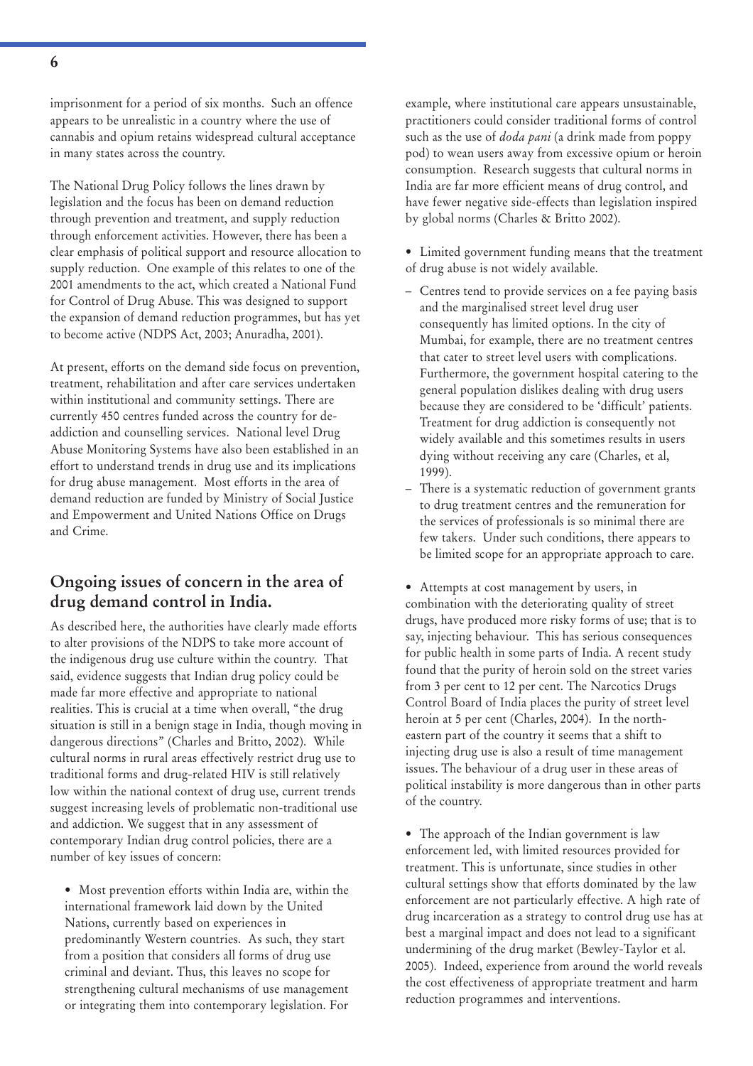imprisonment for a period of six months. Such an offence appears to be unrealistic in a country where the use of cannabis and opium retains widespread cultural acceptance in many states across the country.

The National Drug Policy follows the lines drawn by legislation and the focus has been on demand reduction through prevention and treatment, and supply reduction through enforcement activities. However, there has been a clear emphasis of political support and resource allocation to supply reduction. One example of this relates to one of the 2001 amendments to the act, which created a National Fund for Control of Drug Abuse. This was designed to support the expansion of demand reduction programmes, but has yet to become active (NDPS Act, 2003; Anuradha, 2001).

At present, efforts on the demand side focus on prevention, treatment, rehabilitation and after care services undertaken within institutional and community settings. There are currently 450 centres funded across the country for de-addiction and counselling services. National level Drug Abuse Monitoring Systems have also been established in an effort to understand trends in drug use and its implications for drug abuse management. Most efforts in the area of demand reduction are funded by Ministry of Social Justice and Empowerment and United Nations Office on Drugs and Crime.

## Ongoing issues of concern in the area of drug demand control in India.

As described here, the authorities have clearly made efforts to alter provisions of the NDPS to take more account of the indigenous drug use culture within the country. That said, evidence suggests that Indian drug policy could be made far more effective and appropriate to national realities. This is crucial at a time when overall, "the drug situation is still in a benign stage in India, though moving in dangerous directions" (Charles and Britto, 2002). While cultural norms in rural areas effectively restrict drug use to traditional forms and drug-related HIV is still relatively low within the national context of drug use, current trends suggest increasing levels of problematic non-traditional use and addiction. We suggest that in any assessment of contemporary Indian drug control policies, there are a number of key issues of concern:

- Most prevention efforts within India are, within the international framework laid down by the United Nations, currently based on experiences in predominantly Western countries. As such, they start from a position that considers all forms of drug use criminal and deviant. Thus, this leaves no scope for strengthening cultural mechanisms of use management or integrating them into contemporary legislation. For example, where institutional care appears unsustainable, practitioners could consider traditional forms of control such as the use of *doda pani* (a drink made from poppy pod) to wean users away from excessive opium or heroin consumption. Research suggests that cultural norms in India are far more efficient means of drug control, and have fewer negative side-effects than legislation inspired by global norms (Charles & Britto 2002).

- Limited government funding means that the treatment of drug abuse is not widely available.
  - Centres tend to provide services on a fee paying basis and the marginalised street level drug user consequently has limited options. In the city of Mumbai, for example, there are no treatment centres that cater to street level users with complications. Furthermore, the government hospital catering to the general population dislikes dealing with drug users because they are considered to be 'difficult' patients. Treatment for drug addiction is consequently not widely available and this sometimes results in users dying without receiving any care (Charles, et al, 1999).
  - There is a systematic reduction of government grants to drug treatment centres and the remuneration for the services of professionals is so minimal there are few takers. Under such conditions, there appears to be limited scope for an appropriate approach to care.

- Attempts at cost management by users, in combination with the deteriorating quality of street drugs, have produced more risky forms of use; that is to say, injecting behaviour. This has serious consequences for public health in some parts of India. A recent study found that the purity of heroin sold on the street varies from 3 per cent to 12 per cent. The Narcotics Drugs Control Board of India places the purity of street level heroin at 5 per cent (Charles, 2004). In the north-eastern part of the country it seems that a shift to injecting drug use is also a result of time management issues. The behaviour of a drug user in these areas of political instability is more dangerous than in other parts of the country.

- The approach of the Indian government is law enforcement led, with limited resources provided for treatment. This is unfortunate, since studies in other cultural settings show that efforts dominated by the law enforcement are not particularly effective. A high rate of drug incarceration as a strategy to control drug use has at best a marginal impact and does not lead to a significant undermining of the drug market (Bewley-Taylor et al. 2005). Indeed, experience from around the world reveals the cost effectiveness of appropriate treatment and harm reduction programmes and interventions.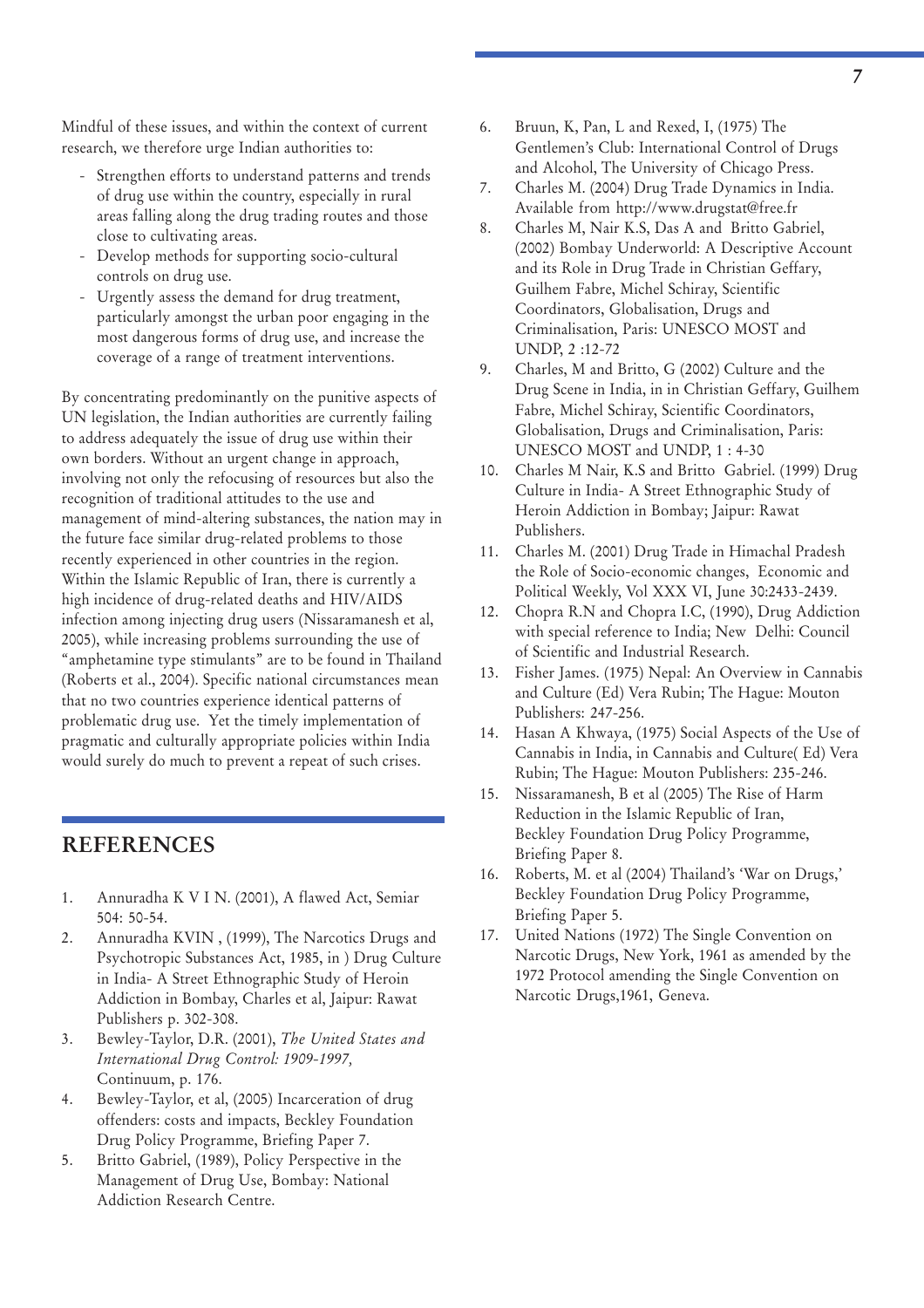Mindful of these issues, and within the context of current research, we therefore urge Indian authorities to:

- Strengthen efforts to understand patterns and trends of drug use within the country, especially in rural areas falling along the drug trading routes and those close to cultivating areas.
- Develop methods for supporting socio-cultural controls on drug use.
- Urgently assess the demand for drug treatment, particularly amongst the urban poor engaging in the most dangerous forms of drug use, and increase the coverage of a range of treatment interventions.

By concentrating predominantly on the punitive aspects of UN legislation, the Indian authorities are currently failing to address adequately the issue of drug use within their own borders. Without an urgent change in approach, involving not only the refocusing of resources but also the recognition of traditional attitudes to the use and management of mind-altering substances, the nation may in the future face similar drug-related problems to those recently experienced in other countries in the region. Within the Islamic Republic of Iran, there is currently a high incidence of drug-related deaths and HIV/AIDS infection among injecting drug users (Nissaramanesh et al, 2005), while increasing problems surrounding the use of "amphetamine type stimulants" are to be found in Thailand (Roberts et al., 2004). Specific national circumstances mean that no two countries experience identical patterns of problematic drug use. Yet the timely implementation of pragmatic and culturally appropriate policies within India would surely do much to prevent a repeat of such crises.

## REFERENCES

1. Annuradha K V I N. (2001), A flawed Act, Semiar 504: 50-54.
2. Annuradha KVIN , (1999), The Narcotics Drugs and Psychotropic Substances Act, 1985, in ) Drug Culture in India- A Street Ethnographic Study of Heroin Addiction in Bombay, Charles et al, Jaipur: Rawat Publishers p. 302-308.
3. Bewley-Taylor, D.R. (2001), *The United States and International Drug Control: 1909-1997,* Continuum, p. 176.
4. Bewley-Taylor, et al, (2005) Incarceration of drug offenders: costs and impacts, Beckley Foundation Drug Policy Programme, Briefing Paper 7.
5. Britto Gabriel, (1989), Policy Perspective in the Management of Drug Use, Bombay: National Addiction Research Centre.
6. Bruun, K, Pan, L and Rexed, I, (1975) The Gentlemen's Club: International Control of Drugs and Alcohol, The University of Chicago Press.
7. Charles M. (2004) Drug Trade Dynamics in India. Available from http://www.drugstat@free.fr
8. Charles M, Nair K.S, Das A and Britto Gabriel, (2002) Bombay Underworld: A Descriptive Account and its Role in Drug Trade in Christian Geffary, Guilhem Fabre, Michel Schiray, Scientific Coordinators, Globalisation, Drugs and Criminalisation, Paris: UNESCO MOST and UNDP, 2 :12-72
9. Charles, M and Britto, G (2002) Culture and the Drug Scene in India, in in Christian Geffary, Guilhem Fabre, Michel Schiray, Scientific Coordinators, Globalisation, Drugs and Criminalisation, Paris: UNESCO MOST and UNDP, 1 : 4-30
10. Charles M Nair, K.S and Britto Gabriel. (1999) Drug Culture in India- A Street Ethnographic Study of Heroin Addiction in Bombay; Jaipur: Rawat Publishers.
11. Charles M. (2001) Drug Trade in Himachal Pradesh the Role of Socio-economic changes, Economic and Political Weekly, Vol XXX VI, June 30:2433-2439.
12. Chopra R.N and Chopra I.C, (1990), Drug Addiction with special reference to India; New Delhi: Council of Scientific and Industrial Research.
13. Fisher James. (1975) Nepal: An Overview in Cannabis and Culture (Ed) Vera Rubin; The Hague: Mouton Publishers: 247-256.
14. Hasan A Khwaya, (1975) Social Aspects of the Use of Cannabis in India, in Cannabis and Culture( Ed) Vera Rubin; The Hague: Mouton Publishers: 235-246.
15. Nissaramanesh, B et al (2005) The Rise of Harm Reduction in the Islamic Republic of Iran, Beckley Foundation Drug Policy Programme, Briefing Paper 8.
16. Roberts, M. et al (2004) Thailand's 'War on Drugs,' Beckley Foundation Drug Policy Programme, Briefing Paper 5.
17. United Nations (1972) The Single Convention on Narcotic Drugs, New York, 1961 as amended by the 1972 Protocol amending the Single Convention on Narcotic Drugs,1961, Geneva.